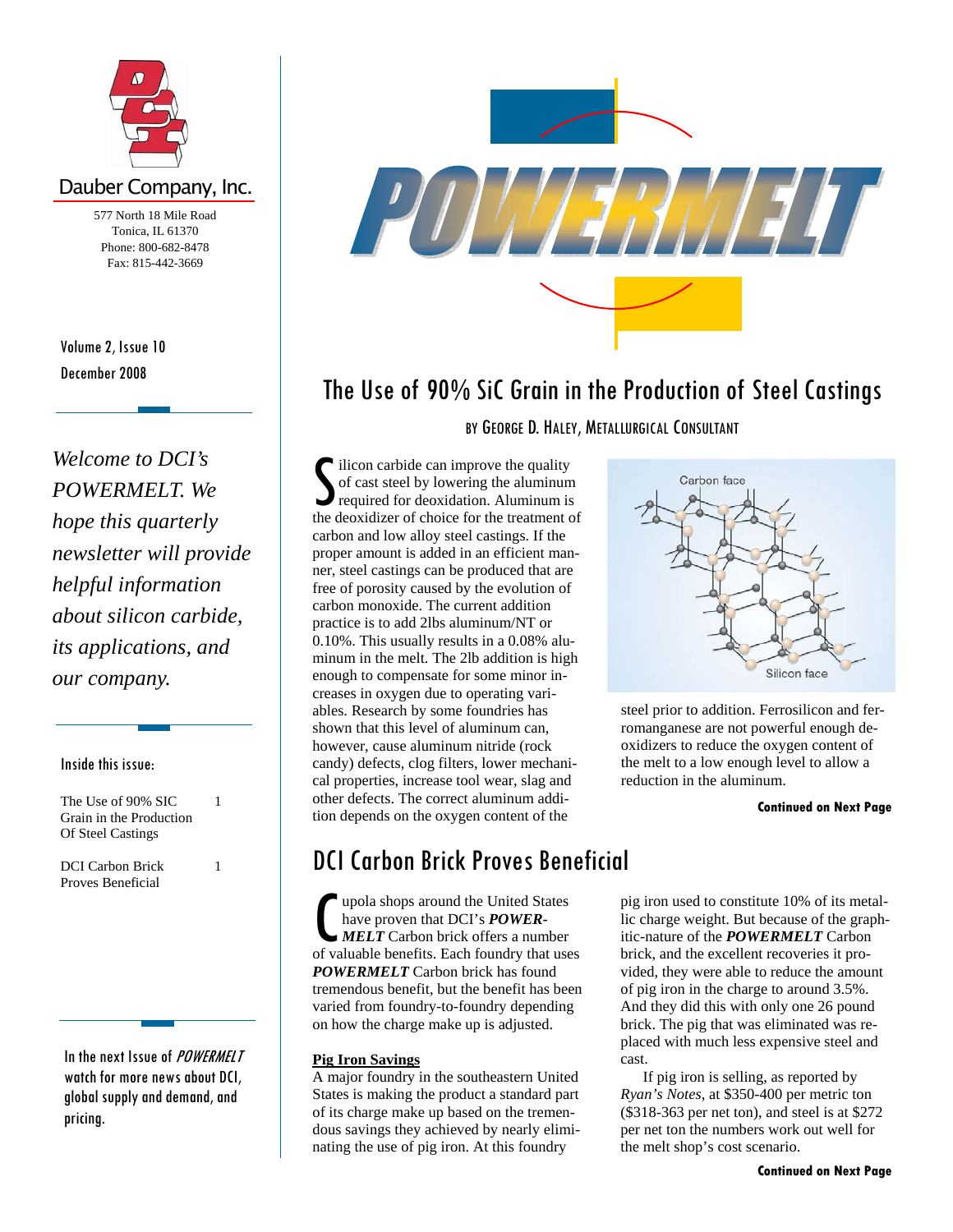# POWERMELT

**Dauber Company, Inc.**

577 North 18 Mile Road
Tonica, IL 61370
Phone: 800-682-8478
Fax: 815-442-3669

Volume 2, Issue 10
December 2008

*Welcome to DCI's POWERMELT. We hope this quarterly newsletter will provide helpful information about silicon carbide, its applications, and our company.*

**Inside this issue:**

| | |
|---|---|
| The Use of 90% SIC Grain in the Production Of Steel Castings | 1 |
| DCI Carbon Brick Proves Beneficial | 1 |

In the next Issue of *POWERMELT* watch for more news about DCI, global supply and demand, and pricing.

## The Use of 90% SiC Grain in the Production of Steel Castings

BY GEORGE D. HALEY, METALLURGICAL CONSULTANT

Silicon carbide can improve the quality of cast steel by lowering the aluminum required for deoxidation. Aluminum is the deoxidizer of choice for the treatment of carbon and low alloy steel castings. If the proper amount is added in an efficient manner, steel castings can be produced that are free of porosity caused by the evolution of carbon monoxide. The current addition practice is to add 2lbs aluminum/NT or 0.10%. This usually results in a 0.08% aluminum in the melt. The 2lb addition is high enough to compensate for some minor increases in oxygen due to operating variables. Research by some foundries has shown that this level of aluminum can, however, cause aluminum nitride (rock candy) defects, clog filters, lower mechanical properties, increase tool wear, slag and other defects. The correct aluminum addition depends on the oxygen content of the steel prior to addition. Ferrosilicon and ferromanganese are not powerful enough deoxidizers to reduce the oxygen content of the melt to a low enough level to allow a reduction in the aluminum.

Carbon face

Silicon face

**Continued on Next Page**

## DCI Carbon Brick Proves Beneficial

Cupola shops around the United States have proven that DCI's ***POWERMELT*** Carbon brick offers a number of valuable benefits. Each foundry that uses ***POWERMELT*** Carbon brick has found tremendous benefit, but the benefit has been varied from foundry-to-foundry depending on how the charge make up is adjusted.

**Pig Iron Savings**

A major foundry in the southeastern United States is making the product a standard part of its charge make up based on the tremendous savings they achieved by nearly eliminating the use of pig iron. At this foundry pig iron used to constitute 10% of its metallic charge weight. But because of the graphitic-nature of the ***POWERMELT*** Carbon brick, and the excellent recoveries it provided, they were able to reduce the amount of pig iron in the charge to around 3.5%. And they did this with only one 26 pound brick. The pig that was eliminated was replaced with much less expensive steel and cast.

If pig iron is selling, as reported by *Ryan's Notes*, at $350-400 per metric ton ($318-363 per net ton), and steel is at $272 per net ton the numbers work out well for the melt shop's cost scenario.

**Continued on Next Page**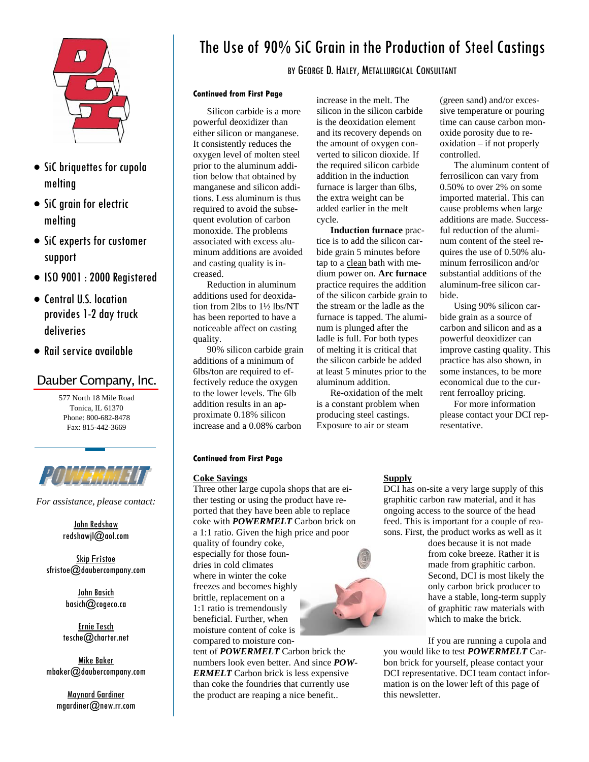# The Use of 90% SiC Grain in the Production of Steel Castings

BY GEORGE D. HALEY, METALLURGICAL CONSULTANT

**Continued from First Page**

Silicon carbide is a more powerful deoxidizer than either silicon or manganese. It consistently reduces the oxygen level of molten steel prior to the aluminum addition below that obtained by manganese and silicon additions. Less aluminum is thus required to avoid the subsequent evolution of carbon monoxide. The problems associated with excess aluminum additions are avoided and casting quality is increased.

Reduction in aluminum additions used for deoxidation from 2lbs to 1½ lbs/NT has been reported to have a noticeable affect on casting quality.

90% silicon carbide grain additions of a minimum of 6lbs/ton are required to effectively reduce the oxygen to the lower levels. The 6lb addition results in an approximate 0.18% silicon increase and a 0.08% carbon increase in the melt. The silicon in the silicon carbide is the deoxidation element and its recovery depends on the amount of oxygen converted to silicon dioxide. If the required silicon carbide addition in the induction furnace is larger than 6lbs, the extra weight can be added earlier in the melt cycle.

**Induction furnace** practice is to add the silicon carbide grain 5 minutes before tap to a clean bath with medium power on. **Arc furnace** practice requires the addition of the silicon carbide grain to the stream or the ladle as the furnace is tapped. The aluminum is plunged after the ladle is full. For both types of melting it is critical that the silicon carbide be added at least 5 minutes prior to the aluminum addition.

Re-oxidation of the melt is a constant problem when producing steel castings. Exposure to air or steam (green sand) and/or excessive temperature or pouring time can cause carbon monoxide porosity due to reoxidation – if not properly controlled.

The aluminum content of ferrosilicon can vary from 0.50% to over 2% on some imported material. This can cause problems when large additions are made. Successful reduction of the aluminum content of the steel requires the use of 0.50% aluminum ferrosilicon and/or substantial additions of the aluminum-free silicon carbide.

Using 90% silicon carbide grain as a source of carbon and silicon and as a powerful deoxidizer can improve casting quality. This practice has also shown, in some instances, to be more economical due to the current ferroalloy pricing.

For more information please contact your DCI representative.

**Continued from First Page**

**Coke Savings**

Three other large cupola shops that are either testing or using the product have reported that they have been able to replace coke with ***POWERMELT*** Carbon brick on a 1:1 ratio. Given the high price and poor quality of foundry coke, especially for those foundries in cold climates where in winter the coke freezes and becomes highly brittle, replacement on a 1:1 ratio is tremendously beneficial. Further, when moisture content of coke is compared to moisture content of ***POWERMELT*** Carbon brick the numbers look even better. And since ***POWERMELT*** Carbon brick is less expensive than coke the foundries that currently use the product are reaping a nice benefit..

**Supply**

DCI has on-site a very large supply of this graphitic carbon raw material, and it has ongoing access to the source of the head feed. This is important for a couple of reasons. First, the product works as well as it does because it is not made from coke breeze. Rather it is made from graphitic carbon. Second, DCI is most likely the only carbon brick producer to have a stable, long-term supply of graphitic raw materials with which to make the brick.

If you are running a cupola and you would like to test ***POWERMELT*** Carbon brick for yourself, please contact your DCI representative. DCI team contact information is on the lower left of this page of this newsletter.

- SiC briquettes for cupola melting
- SiC grain for electric melting
- SiC experts for customer support
- ISO 9001 : 2000 Registered
- Central U.S. location provides 1-2 day truck deliveries
- Rail service available

## Dauber Company, Inc.

577 North 18 Mile Road
Tonica, IL 61370
Phone: 800-682-8478
Fax: 815-442-3669

POWERMELT

*For assistance, please contact:*

John Redshaw
redshawjl@aol.com

Skip Fristoe
sfristoe@daubercompany.com

John Basich
basich@cogeco.ca

Ernie Tesch
tesche@charter.net

Mike Baker
mbaker@daubercompany.com

Maynard Gardiner
mgardiner@new.rr.com